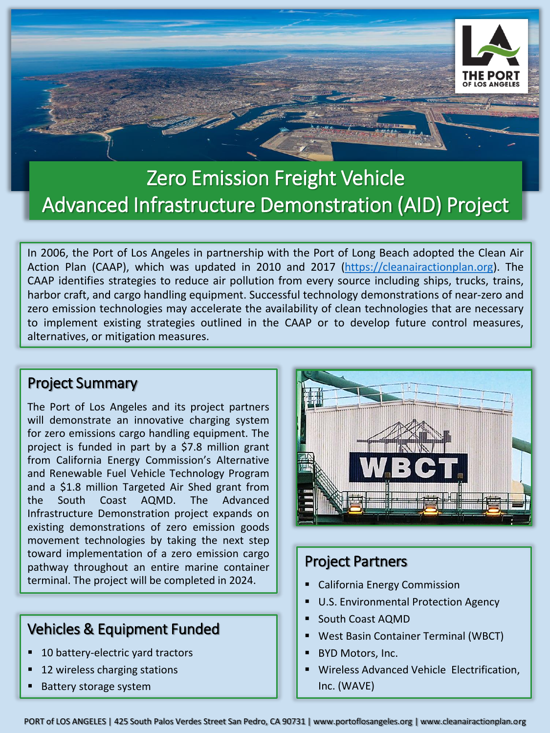# Zero Emission Freight Vehicle Advanced Infrastructure Demonstration (AID) Project

In 2006, the Port of Los Angeles in partnership with the Port of Long Beach adopted the Clean Air Action Plan (CAAP), which was updated in 2010 and 2017 (https://cleanairactionplan.org). The CAAP identifies strategies to reduce air pollution from every source including ships, trucks, trains, harbor craft, and cargo handling equipment. Successful technology demonstrations of near-zero and zero emission technologies may accelerate the availability of clean technologies that are necessary to implement existing strategies outlined in the CAAP or to develop future control measures, alternatives, or mitigation measures.

## Project Summary

The Port of Los Angeles and its project partners will demonstrate an innovative charging system for zero emissions cargo handling equipment. The project is funded in part by a $7.8 million grant from California Energy Commission's Alternative and Renewable Fuel Vehicle Technology Program and a $1.8 million Targeted Air Shed grant from the South Coast AQMD. The Advanced Infrastructure Demonstration project expands on existing demonstrations of zero emission goods movement technologies by taking the next step toward implementation of a zero emission cargo pathway throughout an entire marine container terminal. The project will be completed in 2024.

## Vehicles & Equipment Funded

- 10 battery-electric yard tractors
- 12 wireless charging stations
- Battery storage system

## Project Partners

- California Energy Commission
- U.S. Environmental Protection Agency
- South Coast AQMD
- West Basin Container Terminal (WBCT)
- BYD Motors, Inc.
- Wireless Advanced Vehicle Electrification, Inc. (WAVE)

PORT of LOS ANGELES | 425 South Palos Verdes Street San Pedro, CA 90731 | www.portoflosangeles.org | www.cleanairactionplan.org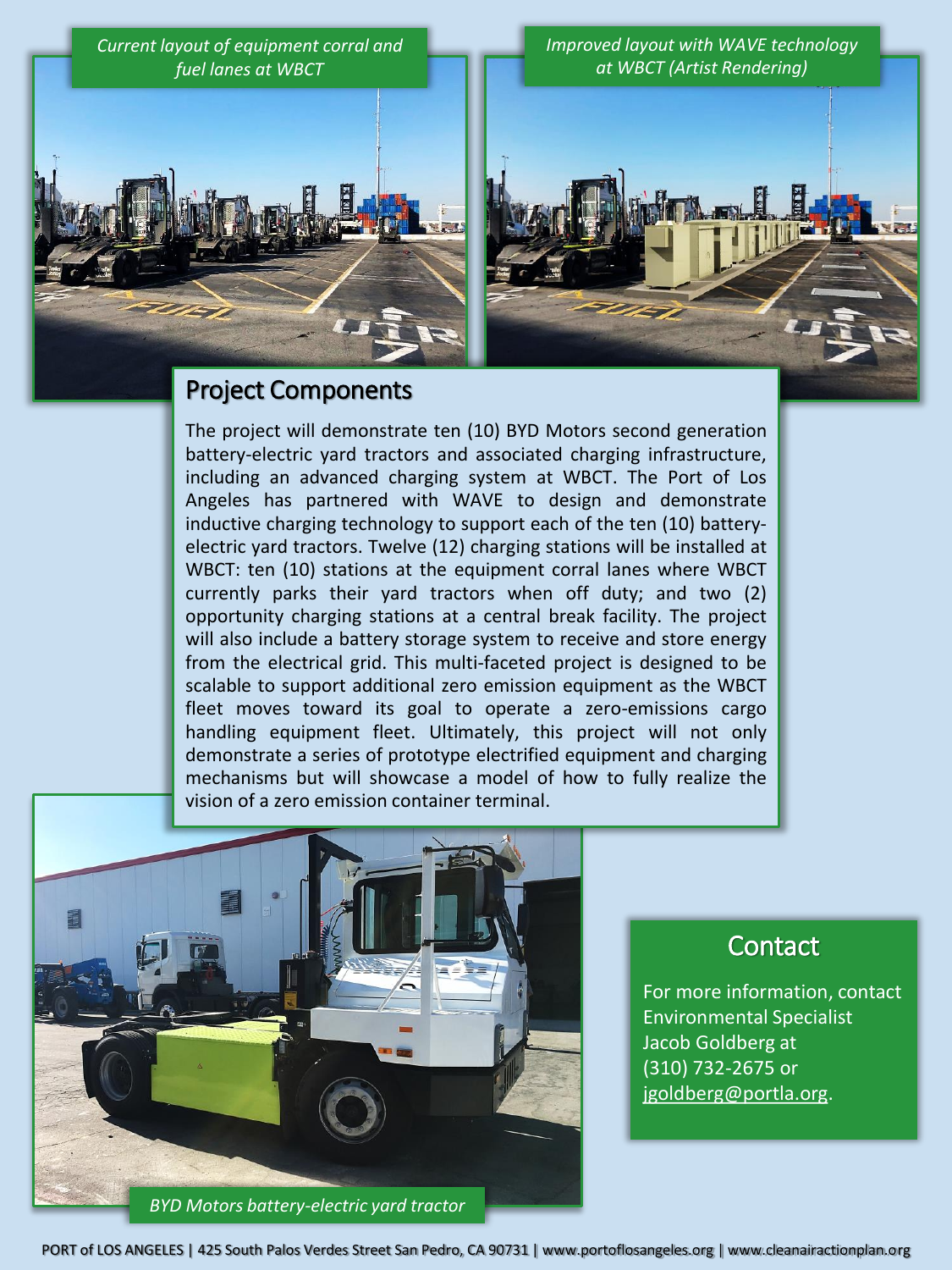*Current layout of equipment corral and fuel lanes at WBCT*

*Improved layout with WAVE technology at WBCT (Artist Rendering)*

## Project Components

The project will demonstrate ten (10) BYD Motors second generation battery-electric yard tractors and associated charging infrastructure, including an advanced charging system at WBCT. The Port of Los Angeles has partnered with WAVE to design and demonstrate inductive charging technology to support each of the ten (10) battery-electric yard tractors. Twelve (12) charging stations will be installed at WBCT: ten (10) stations at the equipment corral lanes where WBCT currently parks their yard tractors when off duty; and two (2) opportunity charging stations at a central break facility. The project will also include a battery storage system to receive and store energy from the electrical grid. This multi-faceted project is designed to be scalable to support additional zero emission equipment as the WBCT fleet moves toward its goal to operate a zero-emissions cargo handling equipment fleet. Ultimately, this project will not only demonstrate a series of prototype electrified equipment and charging mechanisms but will showcase a model of how to fully realize the vision of a zero emission container terminal.

*BYD Motors battery-electric yard tractor*

## Contact

For more information, contact Environmental Specialist Jacob Goldberg at (310) 732-2675 or jgoldberg@portla.org.

PORT of LOS ANGELES | 425 South Palos Verdes Street San Pedro, CA 90731 | www.portoflosangeles.org | www.cleanairactionplan.org